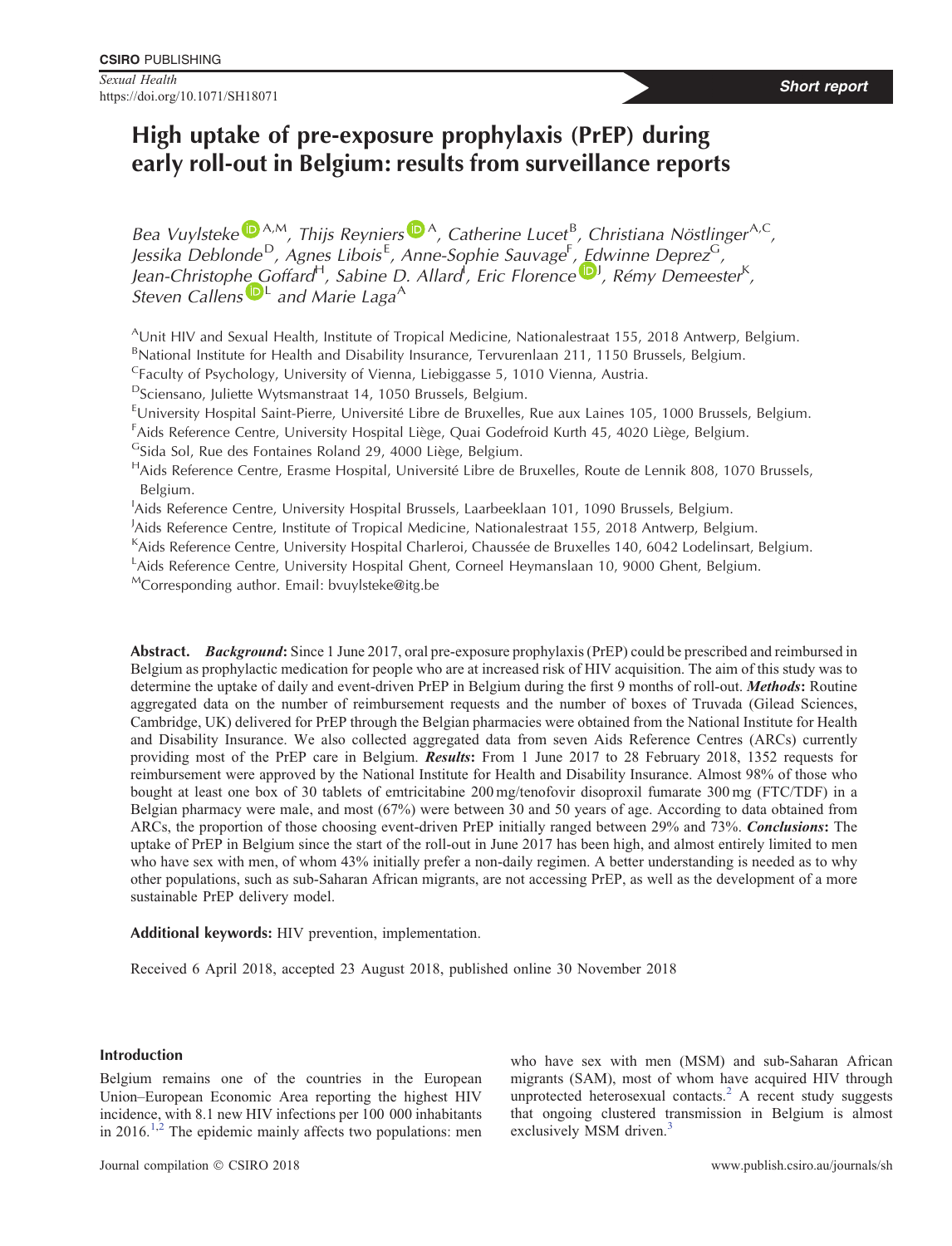# High uptake of pre-exposure prophylaxis (PrEP) during early roll-out in Belgium: results from surveillance reports

*Bea Vuylsteke* [A,M], *Thijs Reyniers* [A], *Catherine Lucet* [B], *Christiana Nöstlinger* [A,C], *Jessika Deblonde* [D], *Agnes Libois* [E], *Anne-Sophie Sauvage* [F], *Edwinne Deprez* [G], *Jean-Christophe Goffard* [H], *Sabine D. Allard* [I], *Eric Florence* [J], *Rémy Demeester* [K], *Steven Callens* [L] *and Marie Laga* [A]

[A]Unit HIV and Sexual Health, Institute of Tropical Medicine, Nationalestraat 155, 2018 Antwerp, Belgium.
[B]National Institute for Health and Disability Insurance, Tervurenlaan 211, 1150 Brussels, Belgium.
[C]Faculty of Psychology, University of Vienna, Liebiggasse 5, 1010 Vienna, Austria.
[D]Sciensano, Juliette Wytsmanstraat 14, 1050 Brussels, Belgium.
[E]University Hospital Saint-Pierre, Université Libre de Bruxelles, Rue aux Laines 105, 1000 Brussels, Belgium.
[F]Aids Reference Centre, University Hospital Liège, Quai Godefroid Kurth 45, 4020 Liège, Belgium.
[G]Sida Sol, Rue des Fontaines Roland 29, 4000 Liège, Belgium.
[H]Aids Reference Centre, Erasme Hospital, Université Libre de Bruxelles, Route de Lennik 808, 1070 Brussels, Belgium.
[I]Aids Reference Centre, University Hospital Brussels, Laarbeeklaan 101, 1090 Brussels, Belgium.
[J]Aids Reference Centre, Institute of Tropical Medicine, Nationalestraat 155, 2018 Antwerp, Belgium.
[K]Aids Reference Centre, University Hospital Charleroi, Chaussée de Bruxelles 140, 6042 Lodelinsart, Belgium.
[L]Aids Reference Centre, University Hospital Ghent, Corneel Heymanslaan 10, 9000 Ghent, Belgium.
[M]Corresponding author. Email: bvuylsteke@itg.be

**Abstract.** ***Background*:** Since 1 June 2017, oral pre-exposure prophylaxis (PrEP) could be prescribed and reimbursed in Belgium as prophylactic medication for people who are at increased risk of HIV acquisition. The aim of this study was to determine the uptake of daily and event-driven PrEP in Belgium during the first 9 months of roll-out. ***Methods*:** Routine aggregated data on the number of reimbursement requests and the number of boxes of Truvada (Gilead Sciences, Cambridge, UK) delivered for PrEP through the Belgian pharmacies were obtained from the National Institute for Health and Disability Insurance. We also collected aggregated data from seven Aids Reference Centres (ARCs) currently providing most of the PrEP care in Belgium. ***Results*:** From 1 June 2017 to 28 February 2018, 1352 requests for reimbursement were approved by the National Institute for Health and Disability Insurance. Almost 98% of those who bought at least one box of 30 tablets of emtricitabine 200 mg/tenofovir disoproxil fumarate 300 mg (FTC/TDF) in a Belgian pharmacy were male, and most (67%) were between 30 and 50 years of age. According to data obtained from ARCs, the proportion of those choosing event-driven PrEP initially ranged between 29% and 73%. ***Conclusions*:** The uptake of PrEP in Belgium since the start of the roll-out in June 2017 has been high, and almost entirely limited to men who have sex with men, of whom 43% initially prefer a non-daily regimen. A better understanding is needed as to why other populations, such as sub-Saharan African migrants, are not accessing PrEP, as well as the development of a more sustainable PrEP delivery model.

**Additional keywords:** HIV prevention, implementation.

Received 6 April 2018, accepted 23 August 2018, published online 30 November 2018

## Introduction

Belgium remains one of the countries in the European Union–European Economic Area reporting the highest HIV incidence, with 8.1 new HIV infections per 100 000 inhabitants in 2016.[1,2] The epidemic mainly affects two populations: men who have sex with men (MSM) and sub-Saharan African migrants (SAM), most of whom have acquired HIV through unprotected heterosexual contacts.[2] A recent study suggests that ongoing clustered transmission in Belgium is almost exclusively MSM driven.[3]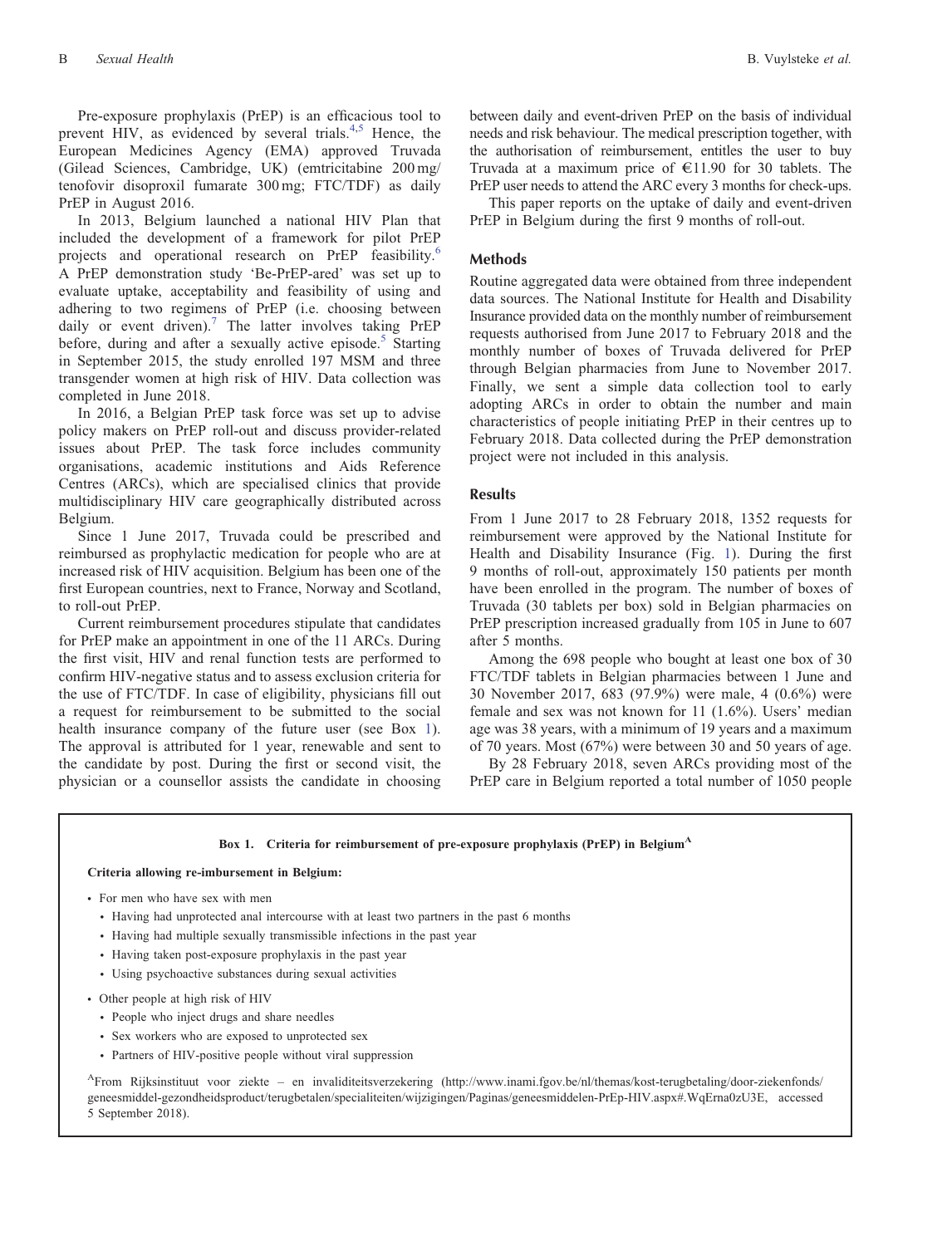Pre-exposure prophylaxis (PrEP) is an efficacious tool to prevent HIV, as evidenced by several trials.[4,5] Hence, the European Medicines Agency (EMA) approved Truvada (Gilead Sciences, Cambridge, UK) (emtricitabine 200 mg/ tenofovir disoproxil fumarate 300 mg; FTC/TDF) as daily PrEP in August 2016.

In 2013, Belgium launched a national HIV Plan that included the development of a framework for pilot PrEP projects and operational research on PrEP feasibility.[6] A PrEP demonstration study 'Be-PrEP-ared' was set up to evaluate uptake, acceptability and feasibility of using and adhering to two regimens of PrEP (i.e. choosing between daily or event driven).[7] The latter involves taking PrEP before, during and after a sexually active episode.[5] Starting in September 2015, the study enrolled 197 MSM and three transgender women at high risk of HIV. Data collection was completed in June 2018.

In 2016, a Belgian PrEP task force was set up to advise policy makers on PrEP roll-out and discuss provider-related issues about PrEP. The task force includes community organisations, academic institutions and Aids Reference Centres (ARCs), which are specialised clinics that provide multidisciplinary HIV care geographically distributed across Belgium.

Since 1 June 2017, Truvada could be prescribed and reimbursed as prophylactic medication for people who are at increased risk of HIV acquisition. Belgium has been one of the first European countries, next to France, Norway and Scotland, to roll-out PrEP.

Current reimbursement procedures stipulate that candidates for PrEP make an appointment in one of the 11 ARCs. During the first visit, HIV and renal function tests are performed to confirm HIV-negative status and to assess exclusion criteria for the use of FTC/TDF. In case of eligibility, physicians fill out a request for reimbursement to be submitted to the social health insurance company of the future user (see Box 1). The approval is attributed for 1 year, renewable and sent to the candidate by post. During the first or second visit, the physician or a counsellor assists the candidate in choosing between daily and event-driven PrEP on the basis of individual needs and risk behaviour. The medical prescription together, with the authorisation of reimbursement, entitles the user to buy Truvada at a maximum price of €11.90 for 30 tablets. The PrEP user needs to attend the ARC every 3 months for check-ups.

This paper reports on the uptake of daily and event-driven PrEP in Belgium during the first 9 months of roll-out.

## Methods

Routine aggregated data were obtained from three independent data sources. The National Institute for Health and Disability Insurance provided data on the monthly number of reimbursement requests authorised from June 2017 to February 2018 and the monthly number of boxes of Truvada delivered for PrEP through Belgian pharmacies from June to November 2017. Finally, we sent a simple data collection tool to early adopting ARCs in order to obtain the number and main characteristics of people initiating PrEP in their centres up to February 2018. Data collected during the PrEP demonstration project were not included in this analysis.

## Results

From 1 June 2017 to 28 February 2018, 1352 requests for reimbursement were approved by the National Institute for Health and Disability Insurance (Fig. 1). During the first 9 months of roll-out, approximately 150 patients per month have been enrolled in the program. The number of boxes of Truvada (30 tablets per box) sold in Belgian pharmacies on PrEP prescription increased gradually from 105 in June to 607 after 5 months.

Among the 698 people who bought at least one box of 30 FTC/TDF tablets in Belgian pharmacies between 1 June and 30 November 2017, 683 (97.9%) were male, 4 (0.6%) were female and sex was not known for 11 (1.6%). Users' median age was 38 years, with a minimum of 19 years and a maximum of 70 years. Most (67%) were between 30 and 50 years of age.

By 28 February 2018, seven ARCs providing most of the PrEP care in Belgium reported a total number of 1050 people

**Box 1. Criteria for reimbursement of pre-exposure prophylaxis (PrEP) in Belgium[A]**

**Criteria allowing re-imbursement in Belgium:**

- For men who have sex with men
  - Having had unprotected anal intercourse with at least two partners in the past 6 months
  - Having had multiple sexually transmissible infections in the past year
  - Having taken post-exposure prophylaxis in the past year
  - Using psychoactive substances during sexual activities
- Other people at high risk of HIV
  - People who inject drugs and share needles
  - Sex workers who are exposed to unprotected sex
  - Partners of HIV-positive people without viral suppression

[A]From Rijksinstituut voor ziekte – en invaliditeitsverzekering (http://www.inami.fgov.be/nl/themas/kost-terugbetaling/door-ziekenfonds/geneesmiddel-gezondheidsproduct/terugbetalen/specialiteiten/wijzigingen/Paginas/geneesmiddelen-PrEp-HIV.aspx#.WqErna0zU3E, accessed 5 September 2018).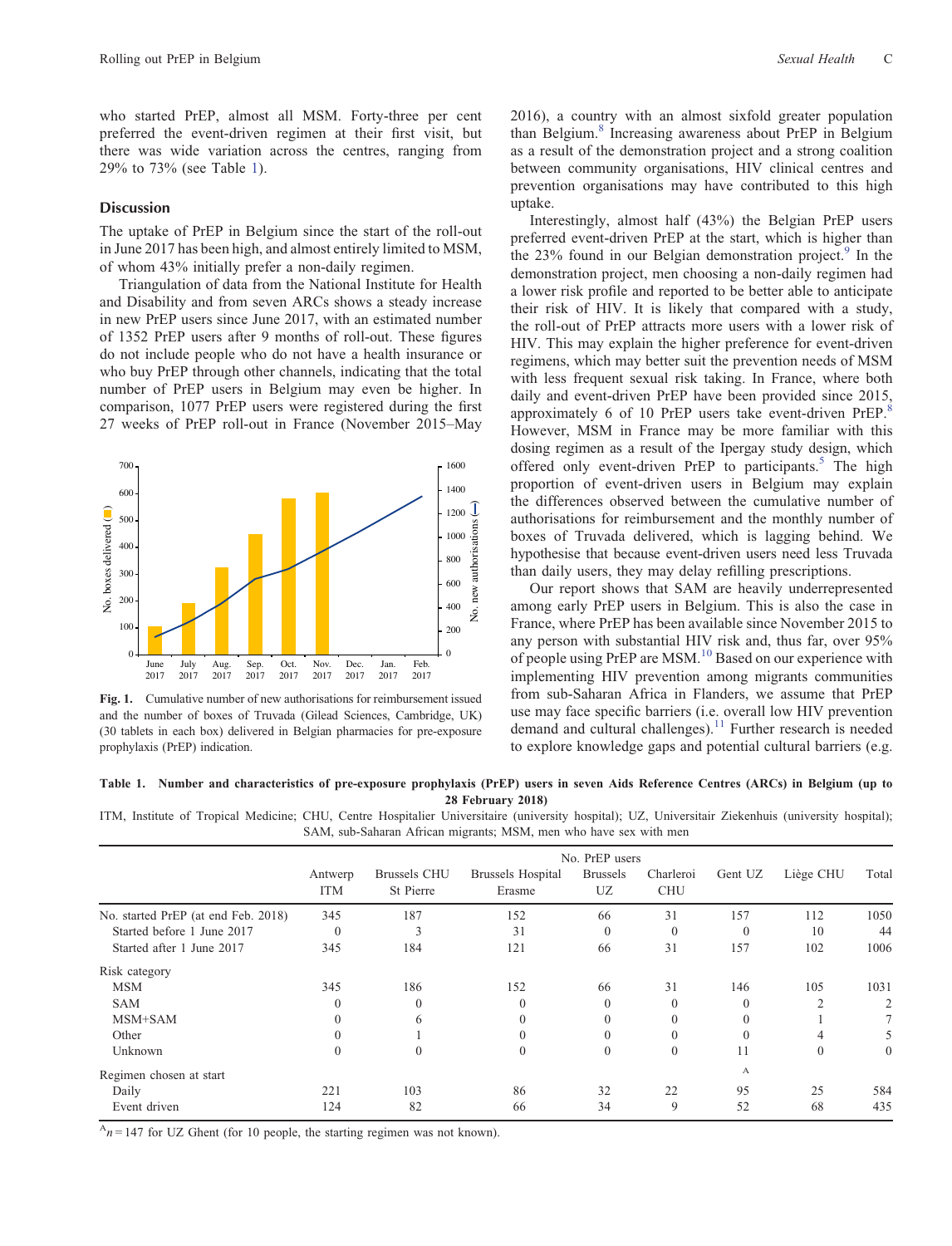who started PrEP, almost all MSM. Forty-three per cent preferred the event-driven regimen at their first visit, but there was wide variation across the centres, ranging from 29% to 73% (see Table 1).

## Discussion

The uptake of PrEP in Belgium since the start of the roll-out in June 2017 has been high, and almost entirely limited to MSM, of whom 43% initially prefer a non-daily regimen.

Triangulation of data from the National Institute for Health and Disability and from seven ARCs shows a steady increase in new PrEP users since June 2017, with an estimated number of 1352 PrEP users after 9 months of roll-out. These figures do not include people who do not have a health insurance or who buy PrEP through other channels, indicating that the total number of PrEP users in Belgium may even be higher. In comparison, 1077 PrEP users were registered during the first 27 weeks of PrEP roll-out in France (November 2015–May 2016), a country with an almost sixfold greater population than Belgium.[8] Increasing awareness about PrEP in Belgium as a result of the demonstration project and a strong coalition between community organisations, HIV clinical centres and prevention organisations may have contributed to this high uptake.

**Fig. 1.** Cumulative number of new authorisations for reimbursement issued and the number of boxes of Truvada (Gilead Sciences, Cambridge, UK) (30 tablets in each box) delivered in Belgian pharmacies for pre-exposure prophylaxis (PrEP) indication.

Interestingly, almost half (43%) the Belgian PrEP users preferred event-driven PrEP at the start, which is higher than the 23% found in our Belgian demonstration project.[9] In the demonstration project, men choosing a non-daily regimen had a lower risk profile and reported to be better able to anticipate their risk of HIV. It is likely that compared with a study, the roll-out of PrEP attracts more users with a lower risk of HIV. This may explain the higher preference for event-driven regimens, which may better suit the prevention needs of MSM with less frequent sexual risk taking. In France, where both daily and event-driven PrEP have been provided since 2015, approximately 6 of 10 PrEP users take event-driven PrEP.[8] However, MSM in France may be more familiar with this dosing regimen as a result of the Ipergay study design, which offered only event-driven PrEP to participants.[5] The high proportion of event-driven users in Belgium may explain the differences observed between the cumulative number of authorisations for reimbursement and the monthly number of boxes of Truvada delivered, which is lagging behind. We hypothesise that because event-driven users need less Truvada than daily users, they may delay refilling prescriptions.

Our report shows that SAM are heavily underrepresented among early PrEP users in Belgium. This is also the case in France, where PrEP has been available since November 2015 to any person with substantial HIV risk and, thus far, over 95% of people using PrEP are MSM.[10] Based on our experience with implementing HIV prevention among migrants communities from sub-Saharan Africa in Flanders, we assume that PrEP use may face specific barriers (i.e. overall low HIV prevention demand and cultural challenges).[11] Further research is needed to explore knowledge gaps and potential cultural barriers (e.g.

**Table 1. Number and characteristics of pre-exposure prophylaxis (PrEP) users in seven Aids Reference Centres (ARCs) in Belgium (up to 28 February 2018)**

ITM, Institute of Tropical Medicine; CHU, Centre Hospitalier Universitaire (university hospital); UZ, Universitair Ziekenhuis (university hospital); SAM, sub-Saharan African migrants; MSM, men who have sex with men

| | No. PrEP users | | | | | | | |
|---|---|---|---|---|---|---|---|---|
| | Antwerp ITM | Brussels CHU St Pierre | Brussels Hospital Erasme | Brussels UZ | Charleroi CHU | Gent UZ | Liège CHU | Total |
| No. started PrEP (at end Feb. 2018) | 345 | 187 | 152 | 66 | 31 | 157 | 112 | 1050 |
| Started before 1 June 2017 | 0 | 3 | 31 | 0 | 0 | 0 | 10 | 44 |
| Started after 1 June 2017 | 345 | 184 | 121 | 66 | 31 | 157 | 102 | 1006 |
| Risk category | | | | | | | | |
| MSM | 345 | 186 | 152 | 66 | 31 | 146 | 105 | 1031 |
| SAM | 0 | 0 | 0 | 0 | 0 | 0 | 2 | 2 |
| MSM+SAM | 0 | 6 | 0 | 0 | 0 | 0 | 1 | 7 |
| Other | 0 | 1 | 0 | 0 | 0 | 0 | 4 | 5 |
| Unknown | 0 | 0 | 0 | 0 | 0 | 11 | 0 | 0 |
| Regimen chosen at start | | | | | | A | | |
| Daily | 221 | 103 | 86 | 32 | 22 | 95 | 25 | 584 |
| Event driven | 124 | 82 | 66 | 34 | 9 | 52 | 68 | 435 |

[A] $n = 147$ for UZ Ghent (for 10 people, the starting regimen was not known).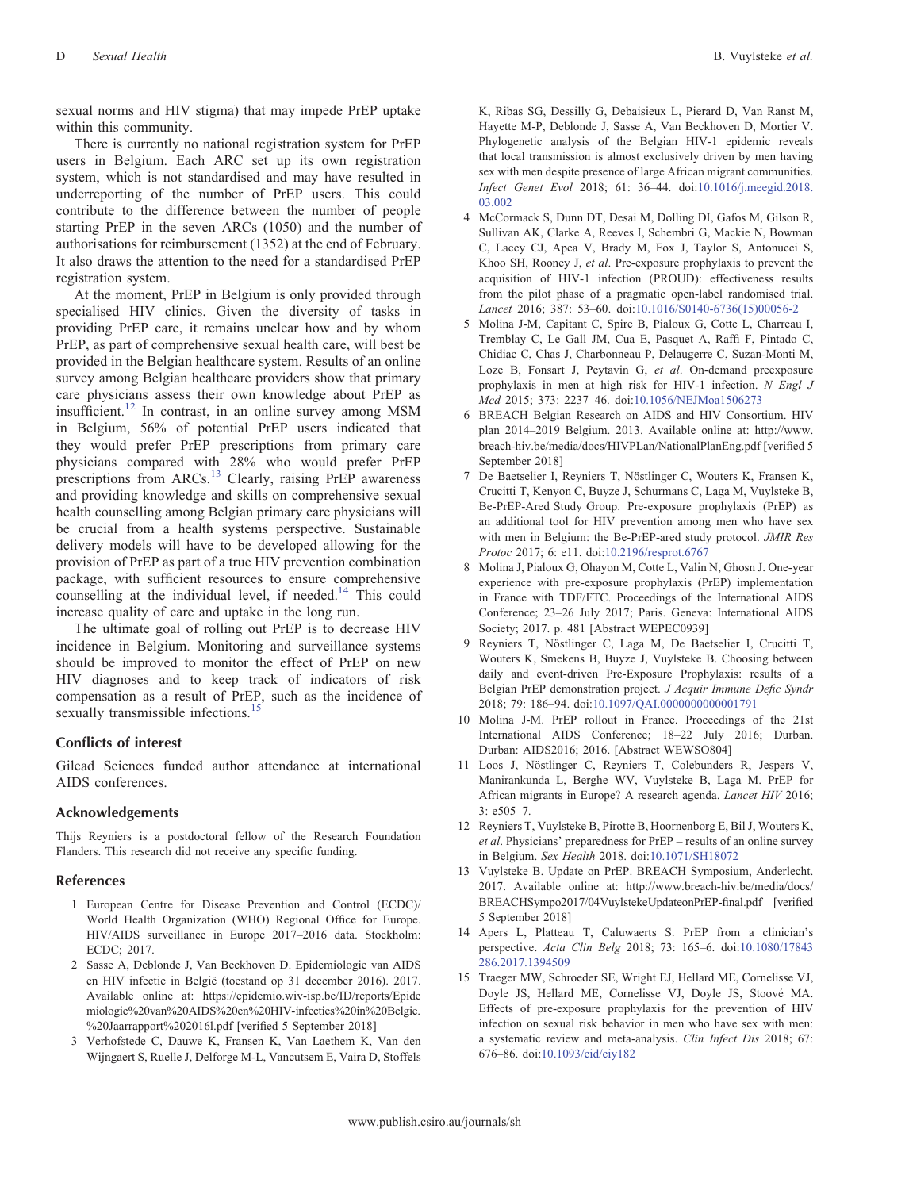sexual norms and HIV stigma) that may impede PrEP uptake within this community.

There is currently no national registration system for PrEP users in Belgium. Each ARC set up its own registration system, which is not standardised and may have resulted in underreporting of the number of PrEP users. This could contribute to the difference between the number of people starting PrEP in the seven ARCs (1050) and the number of authorisations for reimbursement (1352) at the end of February. It also draws the attention to the need for a standardised PrEP registration system.

At the moment, PrEP in Belgium is only provided through specialised HIV clinics. Given the diversity of tasks in providing PrEP care, it remains unclear how and by whom PrEP, as part of comprehensive sexual health care, will best be provided in the Belgian healthcare system. Results of an online survey among Belgian healthcare providers show that primary care physicians assess their own knowledge about PrEP as insufficient.[12] In contrast, in an online survey among MSM in Belgium, 56% of potential PrEP users indicated that they would prefer PrEP prescriptions from primary care physicians compared with 28% who would prefer PrEP prescriptions from ARCs.[13] Clearly, raising PrEP awareness and providing knowledge and skills on comprehensive sexual health counselling among Belgian primary care physicians will be crucial from a health systems perspective. Sustainable delivery models will have to be developed allowing for the provision of PrEP as part of a true HIV prevention combination package, with sufficient resources to ensure comprehensive counselling at the individual level, if needed.[14] This could increase quality of care and uptake in the long run.

The ultimate goal of rolling out PrEP is to decrease HIV incidence in Belgium. Monitoring and surveillance systems should be improved to monitor the effect of PrEP on new HIV diagnoses and to keep track of indicators of risk compensation as a result of PrEP, such as the incidence of sexually transmissible infections.[15]

## Conflicts of interest

Gilead Sciences funded author attendance at international AIDS conferences.

## Acknowledgements

Thijs Reyniers is a postdoctoral fellow of the Research Foundation Flanders. This research did not receive any specific funding.

## References

1. European Centre for Disease Prevention and Control (ECDC)/ World Health Organization (WHO) Regional Office for Europe. HIV/AIDS surveillance in Europe 2017–2016 data. Stockholm: ECDC; 2017.
2. Sasse A, Deblonde J, Van Beckhoven D. Epidemiologie van AIDS en HIV infectie in België (toestand op 31 december 2016). 2017. Available online at: https://epidemio.wiv-isp.be/ID/reports/Epidemiologie%20van%20AIDS%20en%20HIV-infecties%20in%20Belgie.%20Jaarrapport%202016l.pdf [verified 5 September 2018]
3. Verhofstede C, Dauwe K, Fransen K, Van Laethem K, Van den Wijngaert S, Ruelle J, Delforge M-L, Vancutsem E, Vaira D, Stoffels K, Ribas SG, Dessilly G, Debaisieux L, Pierard D, Van Ranst M, Hayette M-P, Deblonde J, Sasse A, Van Beckhoven D, Mortier V. Phylogenetic analysis of the Belgian HIV-1 epidemic reveals that local transmission is almost exclusively driven by men having sex with men despite presence of large African migrant communities. *Infect Genet Evol* 2018; 61: 36–44. doi:10.1016/j.meegid.2018.03.002
4. McCormack S, Dunn DT, Desai M, Dolling DI, Gafos M, Gilson R, Sullivan AK, Clarke A, Reeves I, Schembri G, Mackie N, Bowman C, Lacey CJ, Apea V, Brady M, Fox J, Taylor S, Antonucci S, Khoo SH, Rooney J, *et al*. Pre-exposure prophylaxis to prevent the acquisition of HIV-1 infection (PROUD): effectiveness results from the pilot phase of a pragmatic open-label randomised trial. *Lancet* 2016; 387: 53–60. doi:10.1016/S0140-6736(15)00056-2
5. Molina J-M, Capitant C, Spire B, Pialoux G, Cotte L, Charreau I, Tremblay C, Le Gall JM, Cua E, Pasquet A, Raffi F, Pintado C, Chidiac C, Chas J, Charbonneau P, Delaugerre C, Suzan-Monti M, Loze B, Fonsart J, Peytavin G, *et al*. On-demand preexposure prophylaxis in men at high risk for HIV-1 infection. *N Engl J Med* 2015; 373: 2237–46. doi:10.1056/NEJMoa1506273
6. BREACH Belgian Research on AIDS and HIV Consortium. HIV plan 2014–2019 Belgium. 2013. Available online at: http://www.breach-hiv.be/media/docs/HIVPLan/NationalPlanEng.pdf [verified 5 September 2018]
7. De Baetselier I, Reyniers T, Nöstlinger C, Wouters K, Fransen K, Crucitti T, Kenyon C, Buyze J, Schurmans C, Laga M, Vuylsteke B, Be-PrEP-Ared Study Group. Pre-exposure prophylaxis (PrEP) as an additional tool for HIV prevention among men who have sex with men in Belgium: the Be-PrEP-ared study protocol. *JMIR Res Protoc* 2017; 6: e11. doi:10.2196/resprot.6767
8. Molina J, Pialoux G, Ohayon M, Cotte L, Valin N, Ghosn J. One-year experience with pre-exposure prophylaxis (PrEP) implementation in France with TDF/FTC. Proceedings of the International AIDS Conference; 23–26 July 2017; Paris. Geneva: International AIDS Society; 2017. p. 481 [Abstract WEPEC0939]
9. Reyniers T, Nöstlinger C, Laga M, De Baetselier I, Crucitti T, Wouters K, Smekens B, Buyze J, Vuylsteke B. Choosing between daily and event-driven Pre-Exposure Prophylaxis: results of a Belgian PrEP demonstration project. *J Acquir Immune Defic Syndr* 2018; 79: 186–94. doi:10.1097/QAI.0000000000001791
10. Molina J-M. PrEP rollout in France. Proceedings of the 21st International AIDS Conference; 18–22 July 2016; Durban. Durban: AIDS2016; 2016. [Abstract WEWSO804]
11. Loos J, Nöstlinger C, Reyniers T, Colebunders R, Jespers V, Manirankunda L, Berghe WV, Vuylsteke B, Laga M. PrEP for African migrants in Europe? A research agenda. *Lancet HIV* 2016; 3: e505–7.
12. Reyniers T, Vuylsteke B, Pirotte B, Hoornenborg E, Bil J, Wouters K, *et al*. Physicians' preparedness for PrEP – results of an online survey in Belgium. *Sex Health* 2018. doi:10.1071/SH18072
13. Vuylsteke B. Update on PrEP. BREACH Symposium, Anderlecht. 2017. Available online at: http://www.breach-hiv.be/media/docs/BREACHSympo2017/04VuylstekeUpdateonPrEP-final.pdf [verified 5 September 2018]
14. Apers L, Platteau T, Caluwaerts S. PrEP from a clinician's perspective. *Acta Clin Belg* 2018; 73: 165–6. doi:10.1080/17843286.2017.1394509
15. Traeger MW, Schroeder SE, Wright EJ, Hellard ME, Cornelisse VJ, Doyle JS, Hellard ME, Cornelisse VJ, Doyle JS, Stoové MA. Effects of pre-exposure prophylaxis for the prevention of HIV infection on sexual risk behavior in men who have sex with men: a systematic review and meta-analysis. *Clin Infect Dis* 2018; 67: 676–86. doi:10.1093/cid/ciy182